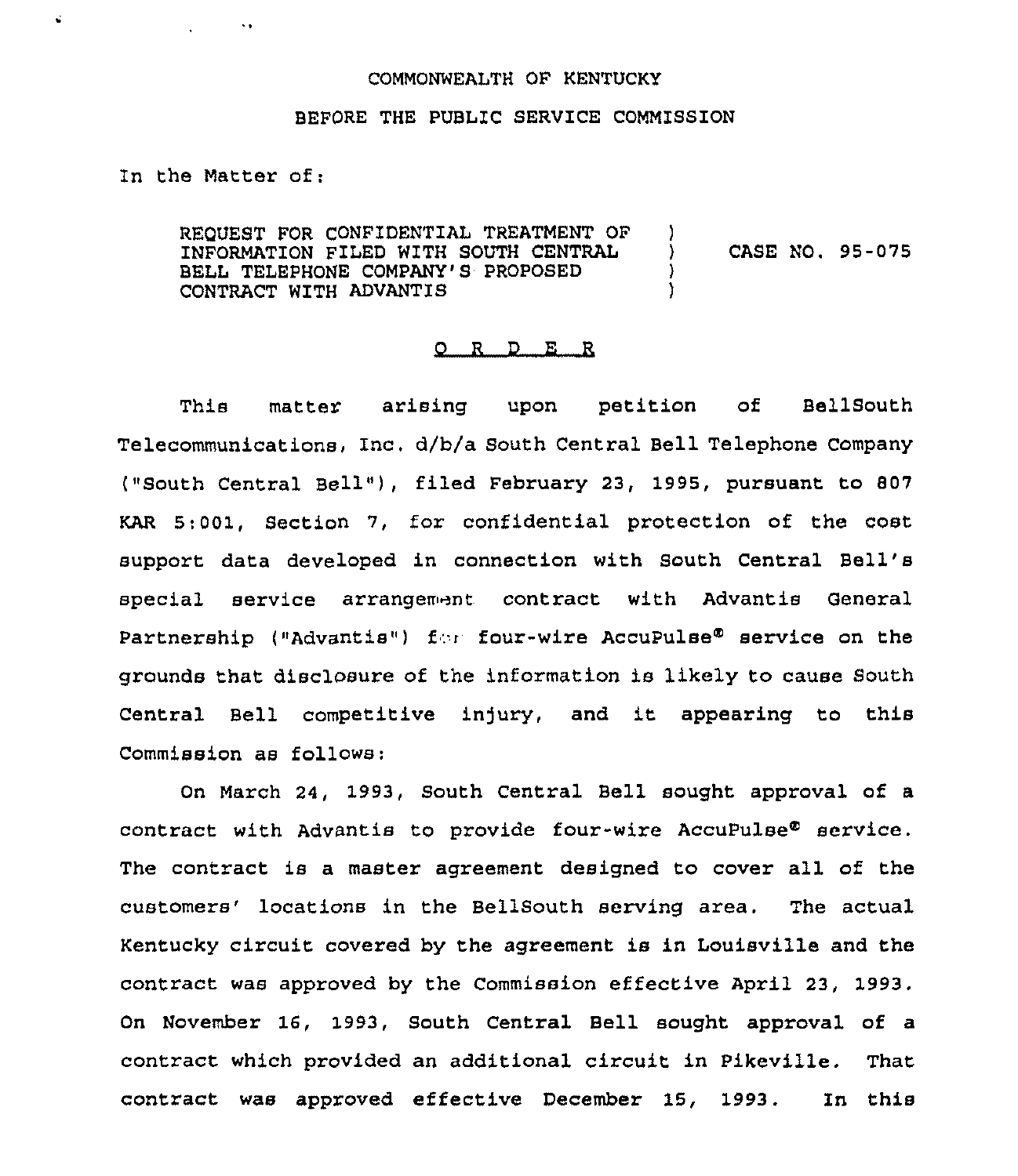COMMONWEALTH OF KENTUCKY

BEFORE THE PUBLIC SERVICE COMMISSION

In the Matter of:

REQUEST FOR CONFIDENTIAL TREATMENT OF INFORMATION FILED WITH SOUTH CENTRAL BELL TELEPHONE COMPANY'S PROPOSED CONTRACT WITH ADVANTIS ) CASE NO. 95-075

O R D E R

This matter arising upon petition of BellSouth Telecommunications, Inc. d/b/a South Central Bell Telephone Company ("South Central Bell"), filed February 23, 1995, pursuant to 807 KAR 5:001, Section 7, for confidential protection of the cost support data developed in connection with South Central Bell's special service arrangement contract with Advantis General Partnership ("Advantis") for four-wire AccuPulse® service on the grounds that disclosure of the information is likely to cause South Central Bell competitive injury, and it appearing to this Commission as follows:

On March 24, 1993, South Central Bell sought approval of a contract with Advantis to provide four-wire AccuPulse® service. The contract is a master agreement designed to cover all of the customers' locations in the BellSouth serving area. The actual Kentucky circuit covered by the agreement is in Louisville and the contract was approved by the Commission effective April 23, 1993. On November 16, 1993, South Central Bell sought approval of a contract which provided an additional circuit in Pikeville. That contract was approved effective December 15, 1993. In this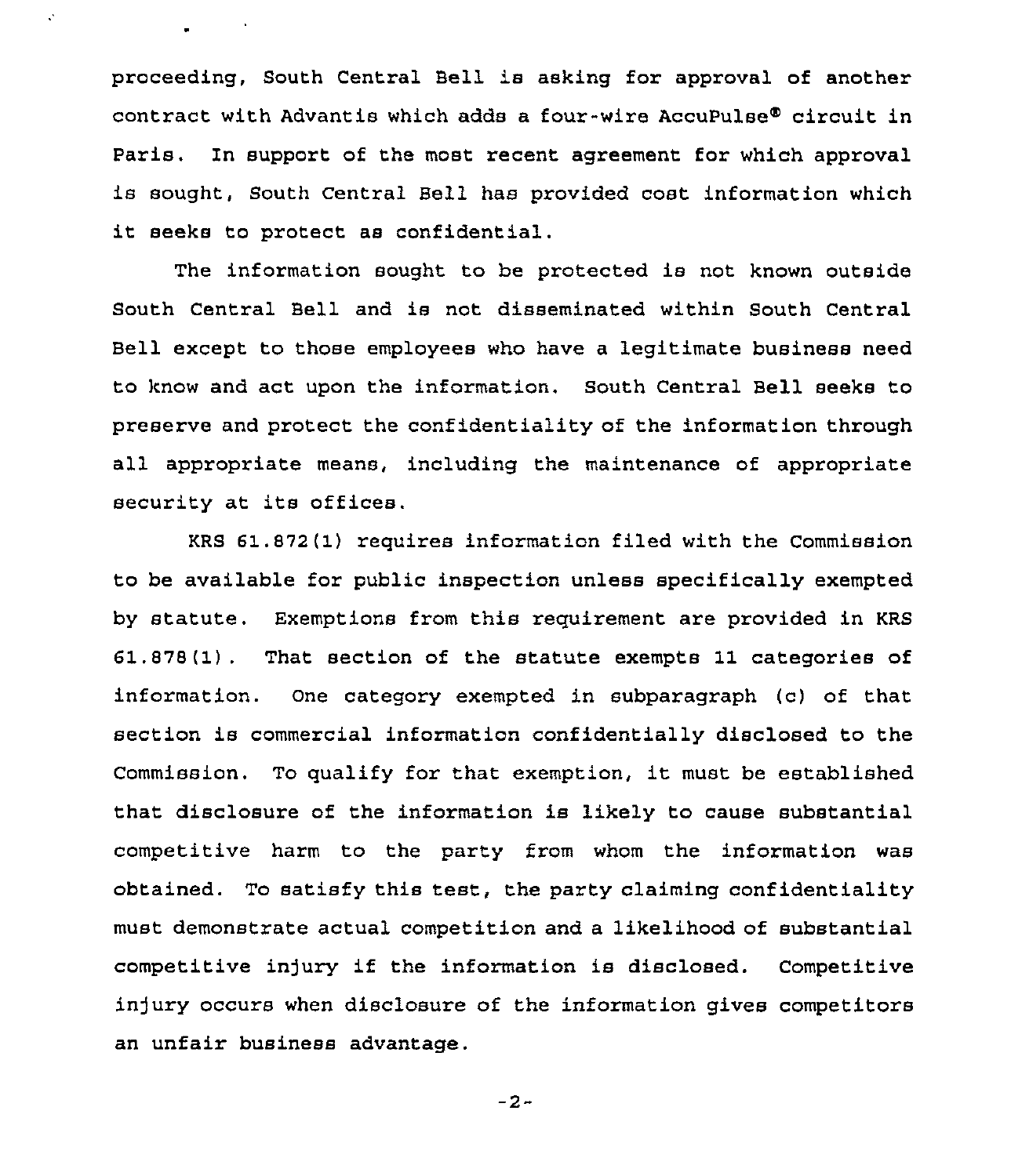proceeding, South Central Bell is asking for approval of another contract with Advantis which adds a four-wire AccuPulse® circuit in Paris. In support of the most recent agreement for which approval is sought, South Central Bell has provided cost information which it seeks to protect as confidential.

The information sought to be protected is not known outside South Central Bell and is not disseminated within South Central Bell except to those employees who have a legitimate business need to know and act upon the information. South Central Bell seeks to preserve and protect the confidentiality of the information through all appropriate means, including the maintenance of appropriate security at its offices.

KRS 61.872(1) requires information filed with the Commission to be available for public inspection unless specifically exempted by statute. Exemptions from this requirement are provided in KRS 61.878(1). That section of the statute exempts 11 categories of information. One category exempted in subparagraph (c) of that section is commercial information confidentially disclosed to the Commission. To qualify for that exemption, it must be established that disclosure of the information is likely to cause substantial competitive harm to the party from whom the information was obtained. To satisfy this test, the party claiming confidentiality must demonstrate actual competition and a likelihood of substantial competitive injury if the information is disclosed. Competitive injury occurs when disclosure of the information gives competitors an unfair business advantage.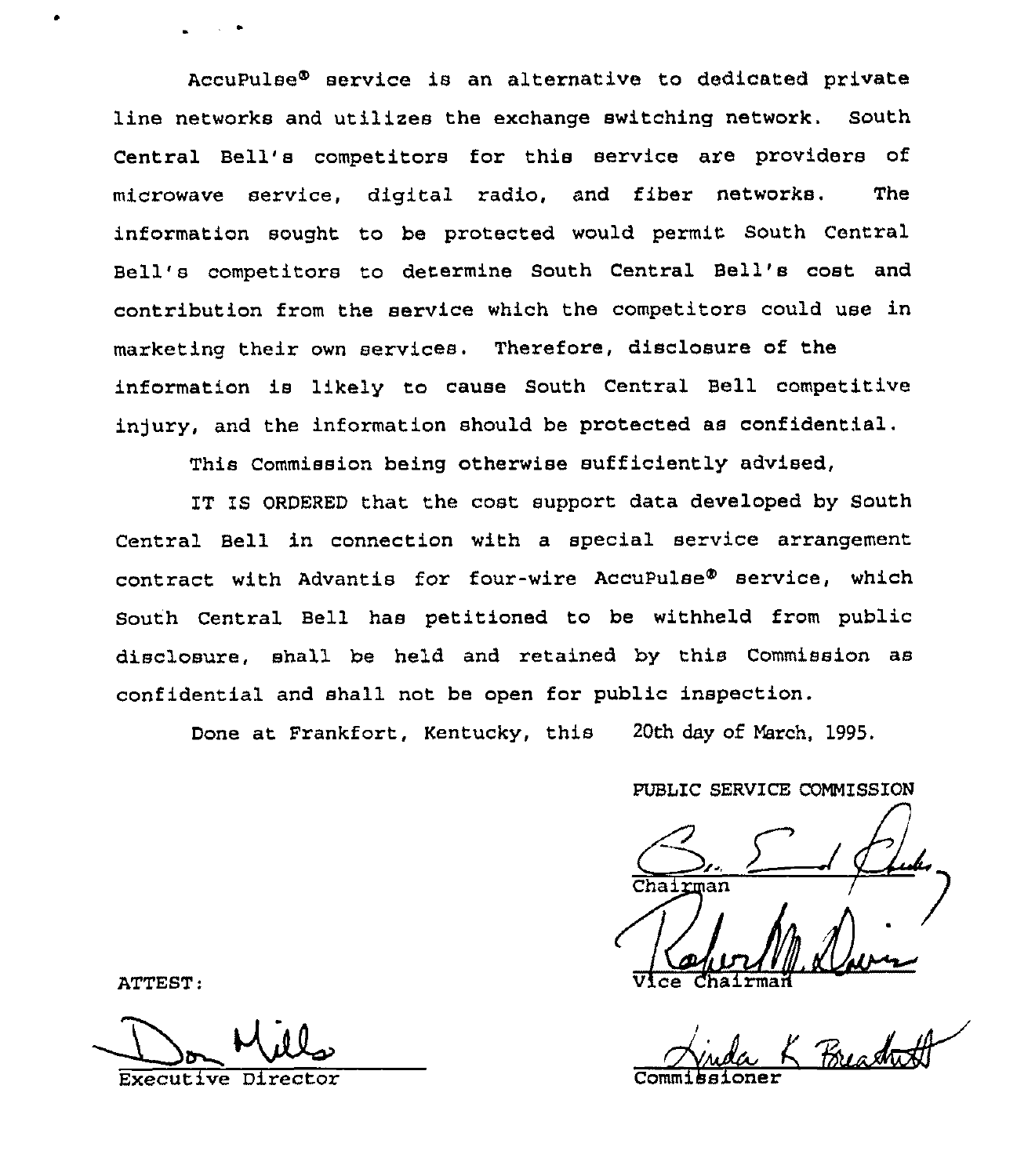AccuPulse® service is an alternative to dedicated private line networks and utilizes the exchange switching network. South Central Bell's competitors for this service are providers of microwave service, digital radio, and fiber networks. The information sought to be protected would permit South Central Bell's competitors to determine South Central Bell's cost and contribution from the service which the competitors could use in marketing their own services. Therefore, disclosure of the information is likely to cause South Central Bell competitive injury, and the information should be protected as confidential.

This Commission being otherwise sufficiently advised,

IT IS ORDERED that the cost support data developed by South Central Bell in connection with a special service arrangement contract with Advantis for four-wire AccuPulse® service, which South Central Bell has petitioned to be withheld from public disclosure, shall be held and retained by this Commission as confidential and shall not be open for public inspection.

Done at Frankfort, Kentucky, this 20th day of March, 1995.

PUBLIC SERVICE COMMISSION

Chairman

Vice Chairman

Commissioner

ATTEST:

Executive Director